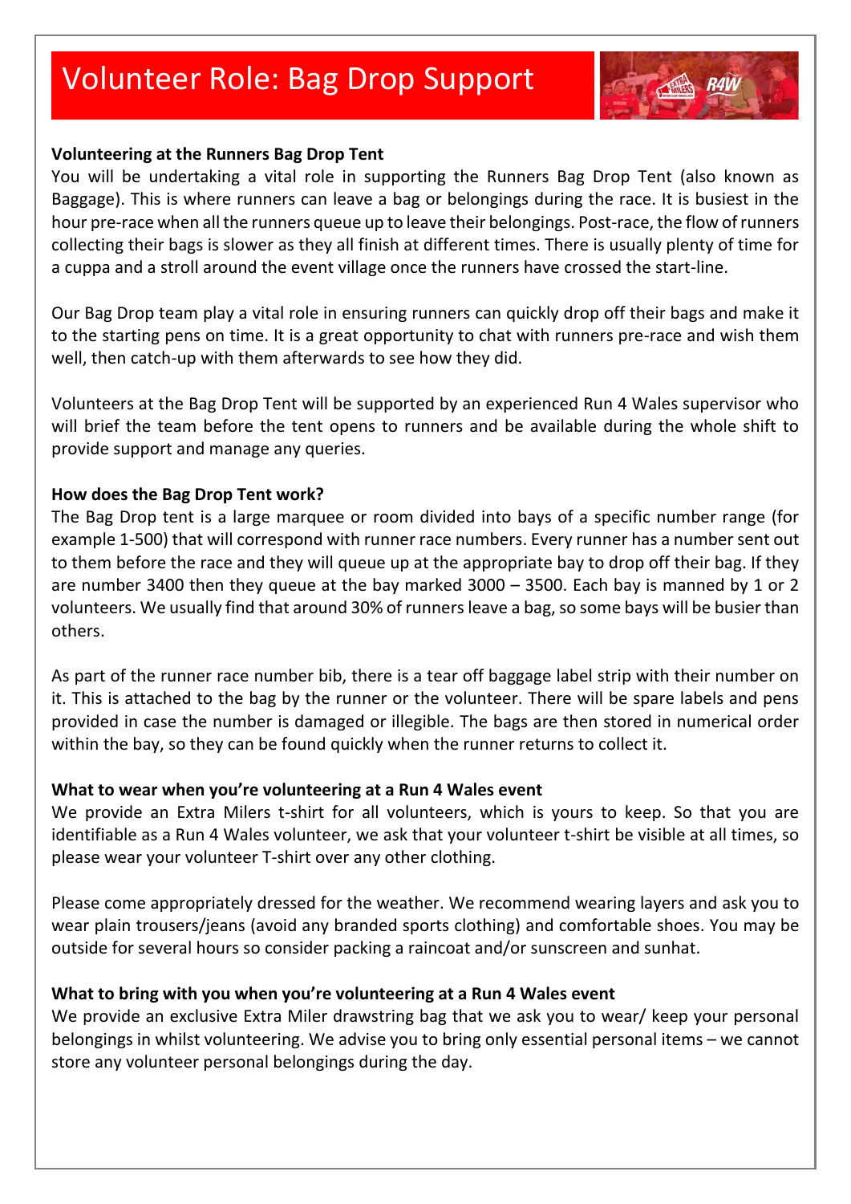# Volunteer Role: Bag Drop Support

**Volunteering at the Runners Bag Drop Tent**

You will be undertaking a vital role in supporting the Runners Bag Drop Tent (also known as Baggage). This is where runners can leave a bag or belongings during the race. It is busiest in the hour pre-race when all the runners queue up to leave their belongings. Post-race, the flow of runners collecting their bags is slower as they all finish at different times. There is usually plenty of time for a cuppa and a stroll around the event village once the runners have crossed the start-line.

Our Bag Drop team play a vital role in ensuring runners can quickly drop off their bags and make it to the starting pens on time. It is a great opportunity to chat with runners pre-race and wish them well, then catch-up with them afterwards to see how they did.

Volunteers at the Bag Drop Tent will be supported by an experienced Run 4 Wales supervisor who will brief the team before the tent opens to runners and be available during the whole shift to provide support and manage any queries.

**How does the Bag Drop Tent work?**

The Bag Drop tent is a large marquee or room divided into bays of a specific number range (for example 1-500) that will correspond with runner race numbers. Every runner has a number sent out to them before the race and they will queue up at the appropriate bay to drop off their bag. If they are number 3400 then they queue at the bay marked 3000 – 3500. Each bay is manned by 1 or 2 volunteers. We usually find that around 30% of runners leave a bag, so some bays will be busier than others.

As part of the runner race number bib, there is a tear off baggage label strip with their number on it. This is attached to the bag by the runner or the volunteer. There will be spare labels and pens provided in case the number is damaged or illegible. The bags are then stored in numerical order within the bay, so they can be found quickly when the runner returns to collect it.

**What to wear when you're volunteering at a Run 4 Wales event**

We provide an Extra Milers t-shirt for all volunteers, which is yours to keep. So that you are identifiable as a Run 4 Wales volunteer, we ask that your volunteer t-shirt be visible at all times, so please wear your volunteer T-shirt over any other clothing.

Please come appropriately dressed for the weather. We recommend wearing layers and ask you to wear plain trousers/jeans (avoid any branded sports clothing) and comfortable shoes. You may be outside for several hours so consider packing a raincoat and/or sunscreen and sunhat.

**What to bring with you when you're volunteering at a Run 4 Wales event**

We provide an exclusive Extra Miler drawstring bag that we ask you to wear/ keep your personal belongings in whilst volunteering. We advise you to bring only essential personal items – we cannot store any volunteer personal belongings during the day.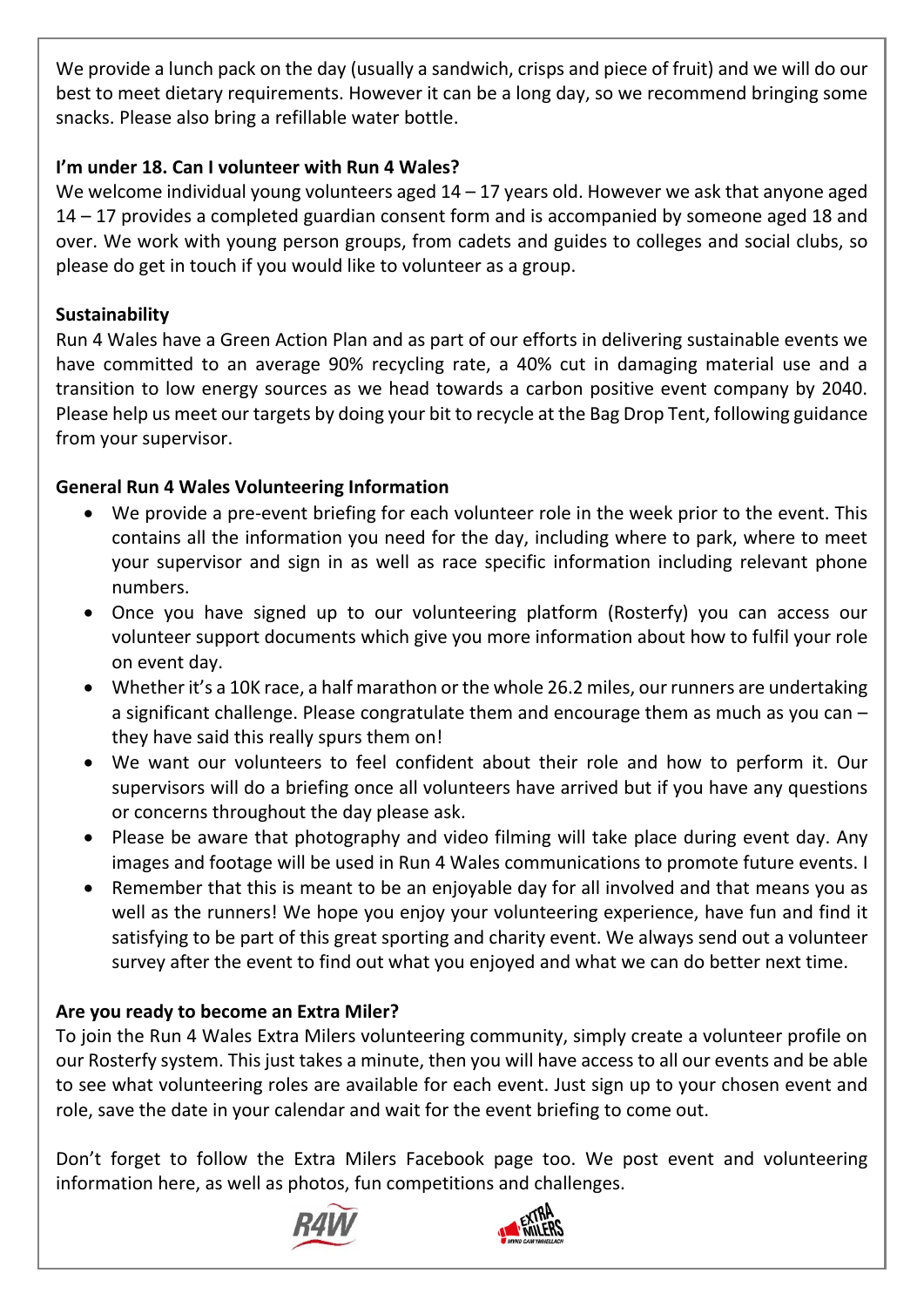We provide a lunch pack on the day (usually a sandwich, crisps and piece of fruit) and we will do our best to meet dietary requirements. However it can be a long day, so we recommend bringing some snacks. Please also bring a refillable water bottle.

**I'm under 18. Can I volunteer with Run 4 Wales?**

We welcome individual young volunteers aged 14 – 17 years old. However we ask that anyone aged 14 – 17 provides a completed guardian consent form and is accompanied by someone aged 18 and over. We work with young person groups, from cadets and guides to colleges and social clubs, so please do get in touch if you would like to volunteer as a group.

**Sustainability**

Run 4 Wales have a Green Action Plan and as part of our efforts in delivering sustainable events we have committed to an average 90% recycling rate, a 40% cut in damaging material use and a transition to low energy sources as we head towards a carbon positive event company by 2040. Please help us meet our targets by doing your bit to recycle at the Bag Drop Tent, following guidance from your supervisor.

**General Run 4 Wales Volunteering Information**

- We provide a pre-event briefing for each volunteer role in the week prior to the event. This contains all the information you need for the day, including where to park, where to meet your supervisor and sign in as well as race specific information including relevant phone numbers.
- Once you have signed up to our volunteering platform (Rosterfy) you can access our volunteer support documents which give you more information about how to fulfil your role on event day.
- Whether it's a 10K race, a half marathon or the whole 26.2 miles, our runners are undertaking a significant challenge. Please congratulate them and encourage them as much as you can – they have said this really spurs them on!
- We want our volunteers to feel confident about their role and how to perform it. Our supervisors will do a briefing once all volunteers have arrived but if you have any questions or concerns throughout the day please ask.
- Please be aware that photography and video filming will take place during event day. Any images and footage will be used in Run 4 Wales communications to promote future events. I
- Remember that this is meant to be an enjoyable day for all involved and that means you as well as the runners! We hope you enjoy your volunteering experience, have fun and find it satisfying to be part of this great sporting and charity event. We always send out a volunteer survey after the event to find out what you enjoyed and what we can do better next time.

**Are you ready to become an Extra Miler?**

To join the Run 4 Wales Extra Milers volunteering community, simply create a volunteer profile on our Rosterfy system. This just takes a minute, then you will have access to all our events and be able to see what volunteering roles are available for each event. Just sign up to your chosen event and role, save the date in your calendar and wait for the event briefing to come out.

Don't forget to follow the Extra Milers Facebook page too. We post event and volunteering information here, as well as photos, fun competitions and challenges.